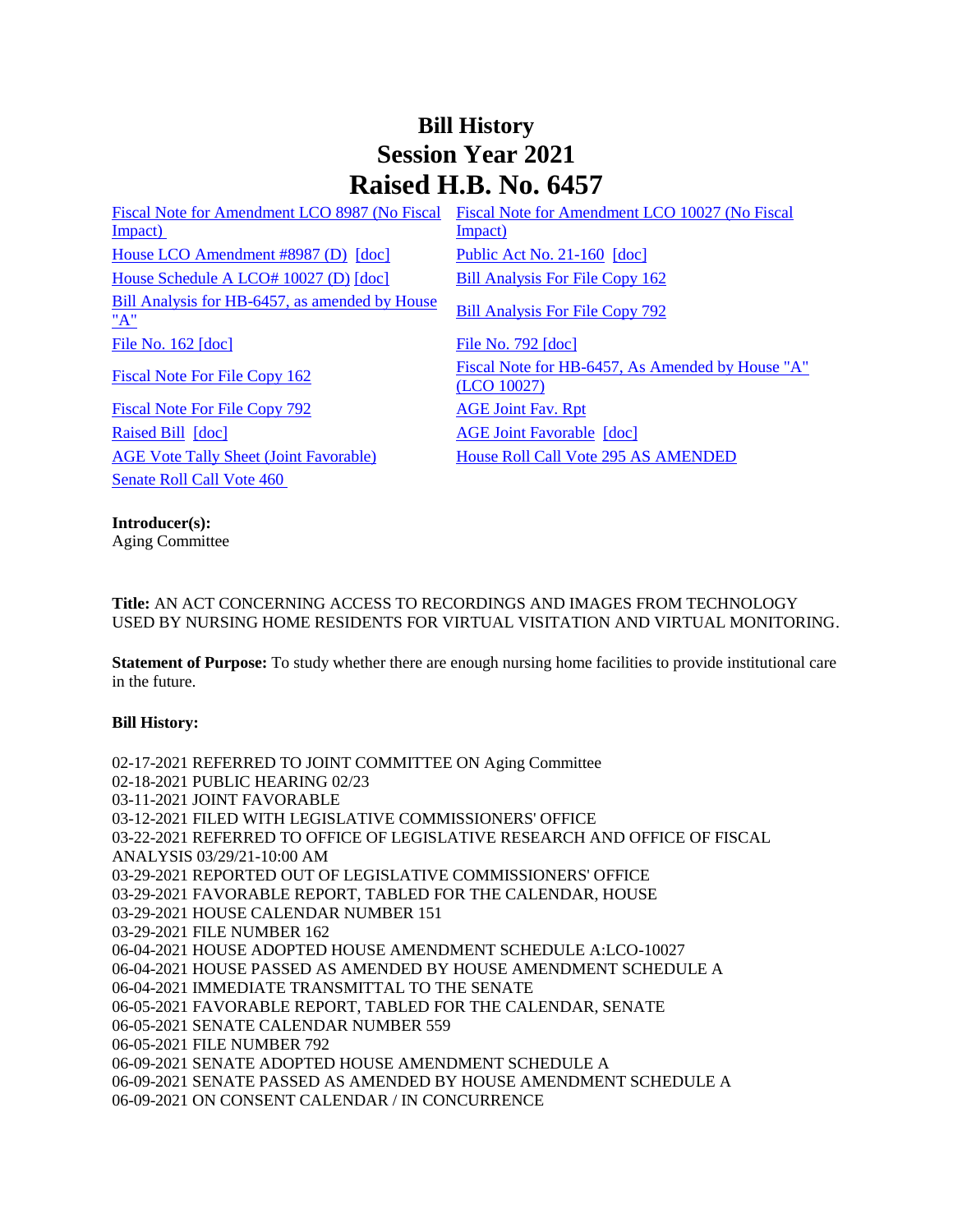# Bill History
# Session Year 2021
# Raised H.B. No. 6457

| | |
|---|---|
| Fiscal Note for Amendment LCO 8987 (No Fiscal Impact) | Fiscal Note for Amendment LCO 10027 (No Fiscal Impact) |
| House LCO Amendment #8987 (D) [doc] | Public Act No. 21-160 [doc] |
| House Schedule A LCO# 10027 (D) [doc] | Bill Analysis For File Copy 162 |
| Bill Analysis for HB-6457, as amended by House "A" | Bill Analysis For File Copy 792 |
| File No. 162 [doc] | File No. 792 [doc] |
| Fiscal Note For File Copy 162 | Fiscal Note for HB-6457, As Amended by House "A" (LCO 10027) |
| Fiscal Note For File Copy 792 | AGE Joint Fav. Rpt |
| Raised Bill [doc] | AGE Joint Favorable [doc] |
| AGE Vote Tally Sheet (Joint Favorable) | House Roll Call Vote 295 AS AMENDED |
| Senate Roll Call Vote 460 | |

**Introducer(s):**
Aging Committee

**Title:** AN ACT CONCERNING ACCESS TO RECORDINGS AND IMAGES FROM TECHNOLOGY USED BY NURSING HOME RESIDENTS FOR VIRTUAL VISITATION AND VIRTUAL MONITORING.

**Statement of Purpose:** To study whether there are enough nursing home facilities to provide institutional care in the future.

**Bill History:**

02-17-2021 REFERRED TO JOINT COMMITTEE ON Aging Committee
02-18-2021 PUBLIC HEARING 02/23
03-11-2021 JOINT FAVORABLE
03-12-2021 FILED WITH LEGISLATIVE COMMISSIONERS' OFFICE
03-22-2021 REFERRED TO OFFICE OF LEGISLATIVE RESEARCH AND OFFICE OF FISCAL ANALYSIS 03/29/21-10:00 AM
03-29-2021 REPORTED OUT OF LEGISLATIVE COMMISSIONERS' OFFICE
03-29-2021 FAVORABLE REPORT, TABLED FOR THE CALENDAR, HOUSE
03-29-2021 HOUSE CALENDAR NUMBER 151
03-29-2021 FILE NUMBER 162
06-04-2021 HOUSE ADOPTED HOUSE AMENDMENT SCHEDULE A:LCO-10027
06-04-2021 HOUSE PASSED AS AMENDED BY HOUSE AMENDMENT SCHEDULE A
06-04-2021 IMMEDIATE TRANSMITTAL TO THE SENATE
06-05-2021 FAVORABLE REPORT, TABLED FOR THE CALENDAR, SENATE
06-05-2021 SENATE CALENDAR NUMBER 559
06-05-2021 FILE NUMBER 792
06-09-2021 SENATE ADOPTED HOUSE AMENDMENT SCHEDULE A
06-09-2021 SENATE PASSED AS AMENDED BY HOUSE AMENDMENT SCHEDULE A
06-09-2021 ON CONSENT CALENDAR / IN CONCURRENCE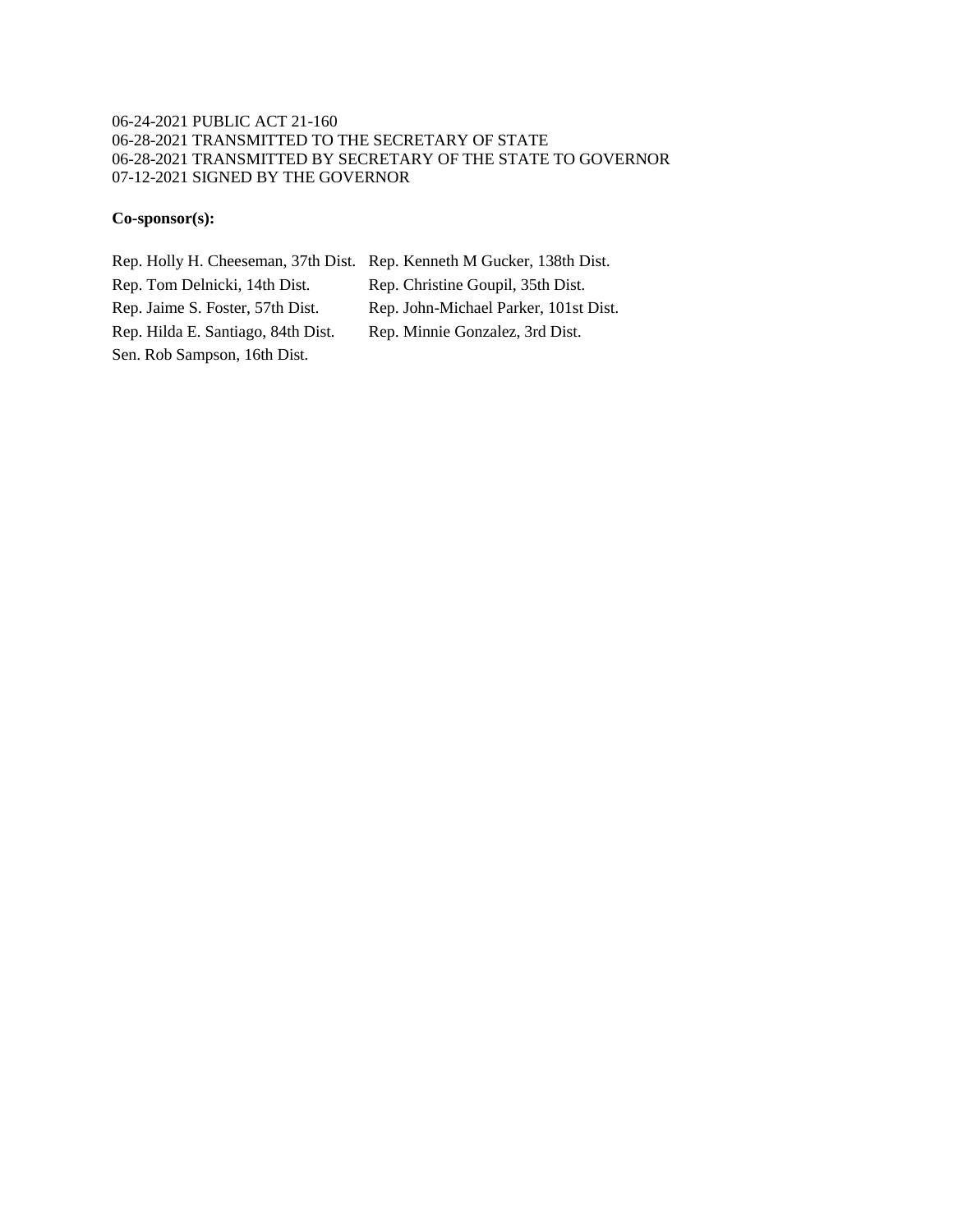06-24-2021 PUBLIC ACT 21-160
06-28-2021 TRANSMITTED TO THE SECRETARY OF STATE
06-28-2021 TRANSMITTED BY SECRETARY OF THE STATE TO GOVERNOR
07-12-2021 SIGNED BY THE GOVERNOR

**Co-sponsor(s):**

Rep. Holly H. Cheeseman, 37th Dist.
Rep. Kenneth M Gucker, 138th Dist.
Rep. Tom Delnicki, 14th Dist.
Rep. Christine Goupil, 35th Dist.
Rep. Jaime S. Foster, 57th Dist.
Rep. John-Michael Parker, 101st Dist.
Rep. Hilda E. Santiago, 84th Dist.
Rep. Minnie Gonzalez, 3rd Dist.
Sen. Rob Sampson, 16th Dist.